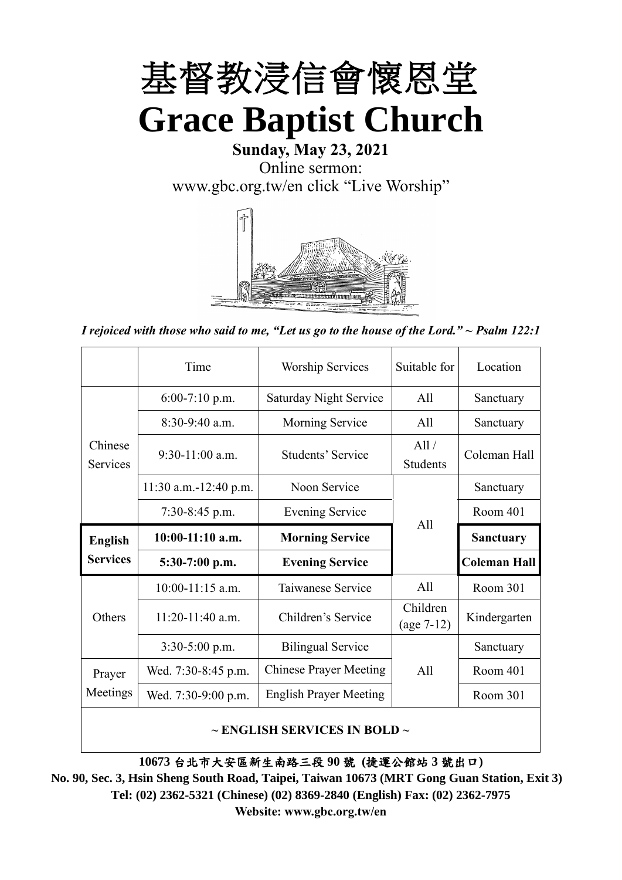# 基督教浸信會懷恩堂

# Grace Baptist Church

**Sunday, May 23, 2021**

Online sermon:

www.gbc.org.tw/en click "Live Worship"

*I rejoiced with those who said to me, "Let us go to the house of the Lord." ~ Psalm 122:1*

| | Time | Worship Services | Suitable for | Location |
|---|---|---|---|---|
| Chinese Services | 6:00-7:10 p.m. | Saturday Night Service | All | Sanctuary |
| | 8:30-9:40 a.m. | Morning Service | All | Sanctuary |
| | 9:30-11:00 a.m. | Students' Service | All / Students | Coleman Hall |
| | 11:30 a.m.-12:40 p.m. | Noon Service | All | Sanctuary |
| | 7:30-8:45 p.m. | Evening Service | | Room 401 |
| **English Services** | **10:00-11:10 a.m.** | **Morning Service** | | **Sanctuary** |
| | **5:30-7:00 p.m.** | **Evening Service** | | **Coleman Hall** |
| Others | 10:00-11:15 a.m. | Taiwanese Service | All | Room 301 |
| | 11:20-11:40 a.m. | Children's Service | Children (age 7-12) | Kindergarten |
| | 3:30-5:00 p.m. | Bilingual Service | All | Sanctuary |
| Prayer Meetings | Wed. 7:30-8:45 p.m. | Chinese Prayer Meeting | | Room 401 |
| | Wed. 7:30-9:00 p.m. | English Prayer Meeting | | Room 301 |

**~ ENGLISH SERVICES IN BOLD ~**

**10673 台北市大安區新生南路三段 90 號 (捷運公館站 3 號出口)**

**No. 90, Sec. 3, Hsin Sheng South Road, Taipei, Taiwan 10673 (MRT Gong Guan Station, Exit 3)**

**Tel: (02) 2362-5321 (Chinese) (02) 8369-2840 (English) Fax: (02) 2362-7975**

**Website: www.gbc.org.tw/en**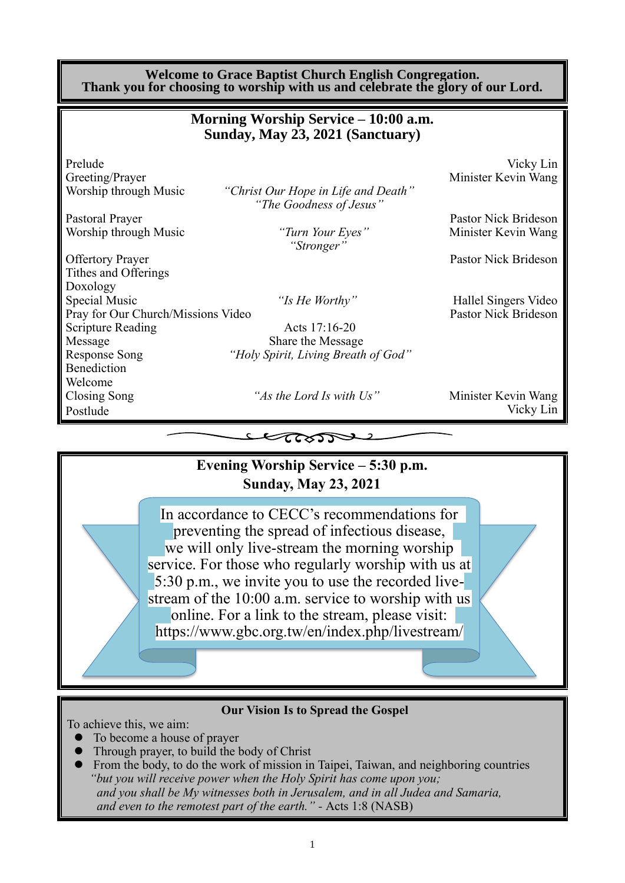**Welcome to Grace Baptist Church English Congregation.**
**Thank you for choosing to worship with us and celebrate the glory of our Lord.**

## Morning Worship Service – 10:00 a.m.
## Sunday, May 23, 2021 (Sanctuary)

| | | |
|---|---|---|
| Prelude | | Vicky Lin |
| Greeting/Prayer | | Minister Kevin Wang |
| Worship through Music | *"Christ Our Hope in Life and Death"* *"The Goodness of Jesus"* | |
| Pastoral Prayer | | Pastor Nick Brideson |
| Worship through Music | *"Turn Your Eyes"* *"Stronger"* | Minister Kevin Wang |
| Offertory Prayer | | Pastor Nick Brideson |
| Tithes and Offerings | | |
| Doxology | | |
| Special Music | *"Is He Worthy"* | Hallel Singers Video |
| Pray for Our Church/Missions Video | | Pastor Nick Brideson |
| Scripture Reading | Acts 17:16-20 | |
| Message | Share the Message | |
| Response Song | *"Holy Spirit, Living Breath of God"* | |
| Benediction | | |
| Welcome | | |
| Closing Song | *"As the Lord Is with Us"* | Minister Kevin Wang |
| Postlude | | Vicky Lin |

## Evening Worship Service – 5:30 p.m.
## Sunday, May 23, 2021

In accordance to CECC's recommendations for preventing the spread of infectious disease, we will only live-stream the morning worship service. For those who regularly worship with us at 5:30 p.m., we invite you to use the recorded live-stream of the 10:00 a.m. service to worship with us online. For a link to the stream, please visit: https://www.gbc.org.tw/en/index.php/livestream/

**Our Vision Is to Spread the Gospel**

To achieve this, we aim:

- To become a house of prayer
- Through prayer, to build the body of Christ
- From the body, to do the work of mission in Taipei, Taiwan, and neighboring countries

*"but you will receive power when the Holy Spirit has come upon you; and you shall be My witnesses both in Jerusalem, and in all Judea and Samaria, and even to the remotest part of the earth."* - Acts 1:8 (NASB)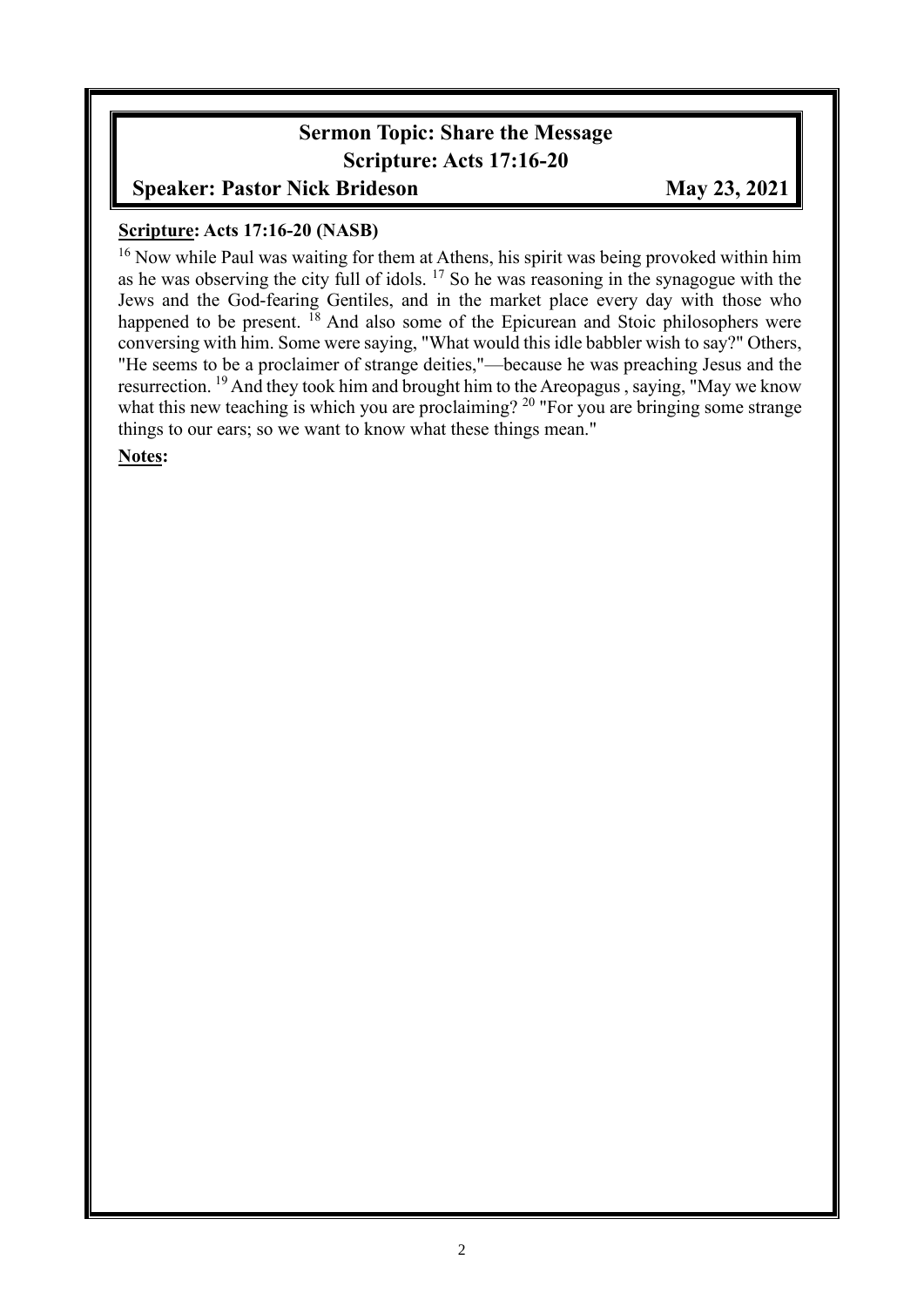## Sermon Topic: Share the Message

## Scripture: Acts 17:16-20

**Speaker: Pastor Nick Brideson** **May 23, 2021**

**Scripture: Acts 17:16-20 (NASB)**

[16] Now while Paul was waiting for them at Athens, his spirit was being provoked within him as he was observing the city full of idols. [17] So he was reasoning in the synagogue with the Jews and the God-fearing Gentiles, and in the market place every day with those who happened to be present. [18] And also some of the Epicurean and Stoic philosophers were conversing with him. Some were saying, "What would this idle babbler wish to say?" Others, "He seems to be a proclaimer of strange deities,"—because he was preaching Jesus and the resurrection. [19] And they took him and brought him to the Areopagus , saying, "May we know what this new teaching is which you are proclaiming? [20] "For you are bringing some strange things to our ears; so we want to know what these things mean."

**Notes:**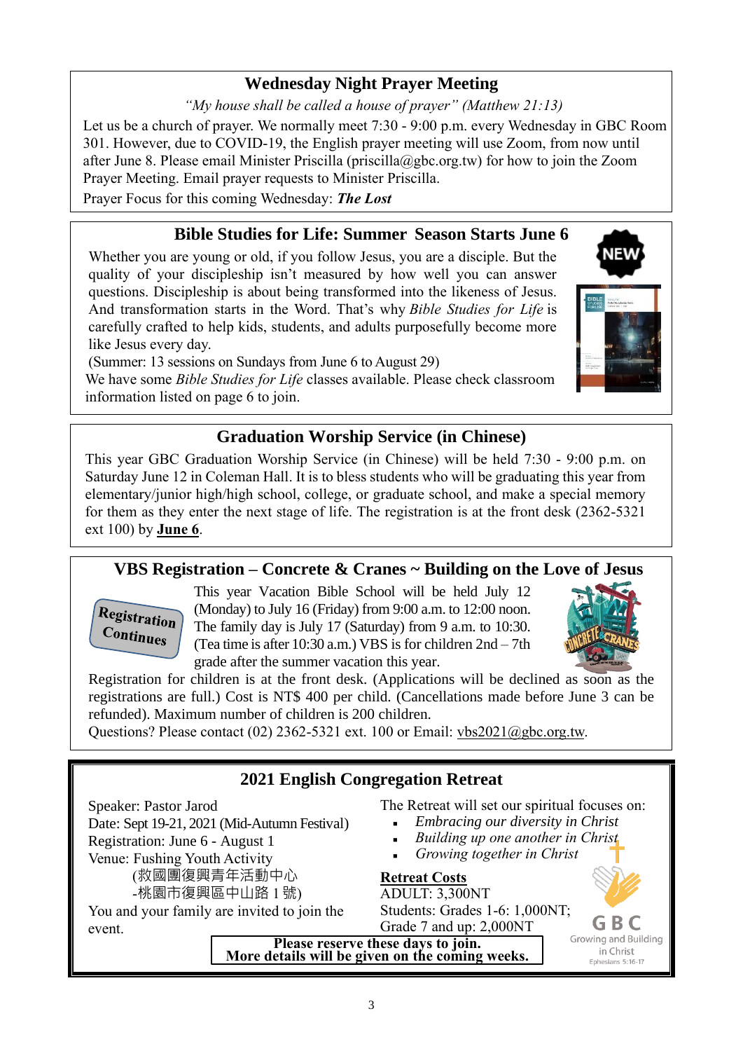## Wednesday Night Prayer Meeting

*"My house shall be called a house of prayer" (Matthew 21:13)*

Let us be a church of prayer. We normally meet 7:30 - 9:00 p.m. every Wednesday in GBC Room 301. However, due to COVID-19, the English prayer meeting will use Zoom, from now until after June 8. Please email Minister Priscilla (priscilla@gbc.org.tw) for how to join the Zoom Prayer Meeting. Email prayer requests to Minister Priscilla.

Prayer Focus for this coming Wednesday: ***The Lost***

## Bible Studies for Life: Summer Season Starts June 6

NEW

Whether you are young or old, if you follow Jesus, you are a disciple. But the quality of your discipleship isn't measured by how well you can answer questions. Discipleship is about being transformed into the likeness of Jesus. And transformation starts in the Word. That's why *Bible Studies for Life* is carefully crafted to help kids, students, and adults purposefully become more like Jesus every day.

(Summer: 13 sessions on Sundays from June 6 to August 29)

We have some *Bible Studies for Life* classes available. Please check classroom information listed on page 6 to join.

## Graduation Worship Service (in Chinese)

This year GBC Graduation Worship Service (in Chinese) will be held 7:30 - 9:00 p.m. on Saturday June 12 in Coleman Hall. It is to bless students who will be graduating this year from elementary/junior high/high school, college, or graduate school, and make a special memory for them as they enter the next stage of life. The registration is at the front desk (2362-5321 ext 100) by **June 6**.

## VBS Registration – Concrete & Cranes ~ Building on the Love of Jesus

Registration Continues

This year Vacation Bible School will be held July 12 (Monday) to July 16 (Friday) from 9:00 a.m. to 12:00 noon. The family day is July 17 (Saturday) from 9 a.m. to 10:30. (Tea time is after 10:30 a.m.) VBS is for children 2nd – 7th grade after the summer vacation this year.

Registration for children is at the front desk. (Applications will be declined as soon as the registrations are full.) Cost is NT$ 400 per child. (Cancellations made before June 3 can be refunded). Maximum number of children is 200 children.

Questions? Please contact (02) 2362-5321 ext. 100 or Email: vbs2021@gbc.org.tw.

## 2021 English Congregation Retreat

Speaker: Pastor Jarod

Date: Sept 19-21, 2021 (Mid-Autumn Festival)

Registration: June 6 - August 1

Venue: Fushing Youth Activity
(救國團復興青年活動中心
-桃園市復興區中山路 1 號)

You and your family are invited to join the event.

The Retreat will set our spiritual focuses on:

- *Embracing our diversity in Christ*
- *Building up one another in Christ*
- *Growing together in Christ*

**Retreat Costs**

ADULT: 3,300NT

Students: Grades 1-6: 1,000NT;

Grade 7 and up: 2,000NT

**Please reserve these days to join.**
**More details will be given on the coming weeks.**

GBC
Growing and Building in Christ
Ephesians 5:16-17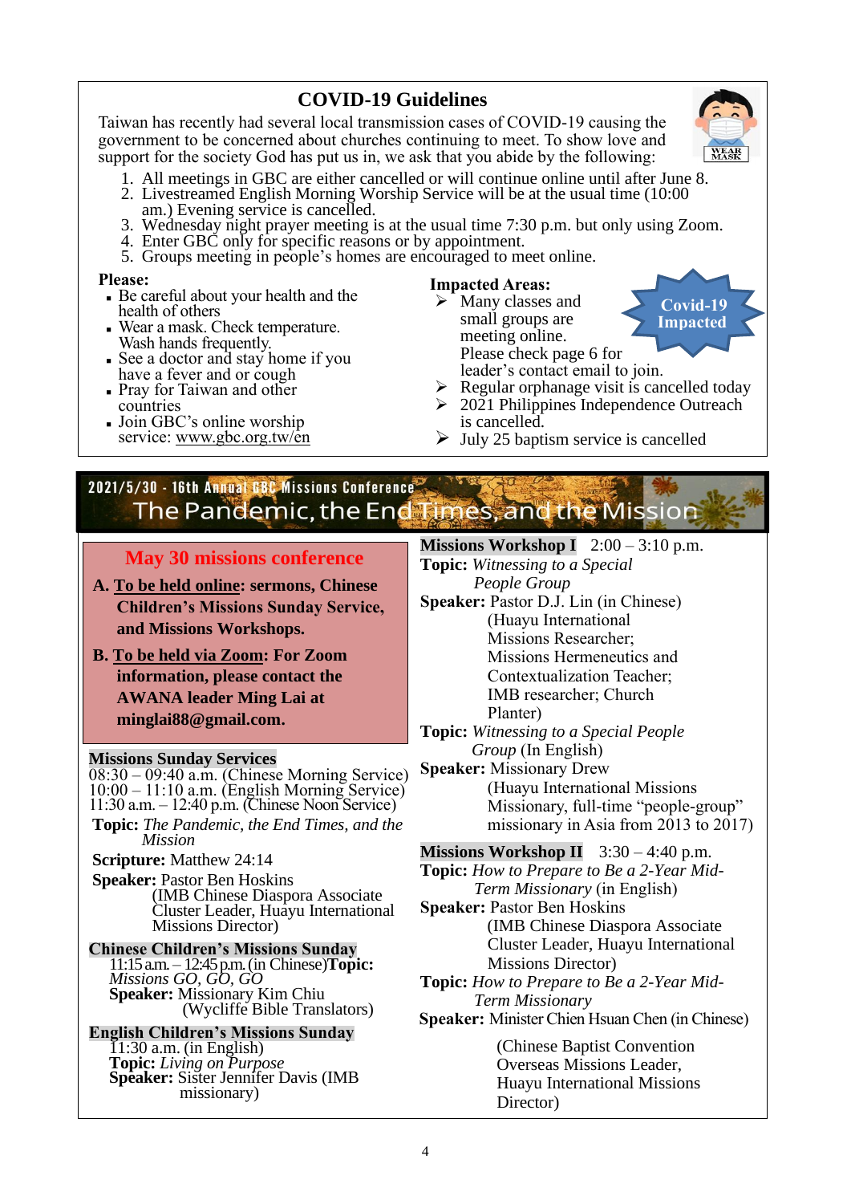## COVID-19 Guidelines

Taiwan has recently had several local transmission cases of COVID-19 causing the government to be concerned about churches continuing to meet. To show love and support for the society God has put us in, we ask that you abide by the following:

1. All meetings in GBC are either cancelled or will continue online until after June 8.
2. Livestreamed English Morning Worship Service will be at the usual time (10:00 am.) Evening service is cancelled.
3. Wednesday night prayer meeting is at the usual time 7:30 p.m. but only using Zoom.
4. Enter GBC only for specific reasons or by appointment.
5. Groups meeting in people's homes are encouraged to meet online.

**Please:**

- Be careful about your health and the health of others
- Wear a mask. Check temperature. Wash hands frequently.
- See a doctor and stay home if you have a fever and or cough
- Pray for Taiwan and other countries
- Join GBC's online worship service: www.gbc.org.tw/en

**Impacted Areas:**

Covid-19 Impacted

- Many classes and small groups are meeting online. Please check page 6 for leader's contact email to join.
- Regular orphanage visit is cancelled today
- 2021 Philippines Independence Outreach is cancelled.
- July 25 baptism service is cancelled

## 2021/5/30 - 16th Annual GBC Missions Conference
## The Pandemic, the End Times, and the Mission

### May 30 missions conference

**A. To be held online: sermons, Chinese Children's Missions Sunday Service, and Missions Workshops.**

**B. To be held via Zoom: For Zoom information, please contact the AWANA leader Ming Lai at minglai88@gmail.com.**

**Missions Sunday Services**

08:30 – 09:40 a.m. (Chinese Morning Service)
10:00 – 11:10 a.m. (English Morning Service)
11:30 a.m. – 12:40 p.m. (Chinese Noon Service)

**Topic:** *The Pandemic, the End Times, and the Mission*

**Scripture:** Matthew 24:14

**Speaker:** Pastor Ben Hoskins (IMB Chinese Diaspora Associate Cluster Leader, Huayu International Missions Director)

**Chinese Children's Missions Sunday**

11:15 a.m. – 12:45 p.m. (in Chinese)**Topic:** *Missions GO, GO, GO*
**Speaker:** Missionary Kim Chiu (Wycliffe Bible Translators)

**English Children's Missions Sunday**

11:30 a.m. (in English)
**Topic:** *Living on Purpose*
**Speaker:** Sister Jennifer Davis (IMB missionary)

**Missions Workshop I** 2:00 – 3:10 p.m.

**Topic:** *Witnessing to a Special People Group*
**Speaker:** Pastor D.J. Lin (in Chinese) (Huayu International Missions Researcher; Missions Hermeneutics and Contextualization Teacher; IMB researcher; Church Planter)

**Topic:** *Witnessing to a Special People Group* (In English)
**Speaker:** Missionary Drew (Huayu International Missions Missionary, full-time "people-group" missionary in Asia from 2013 to 2017)

**Missions Workshop II** 3:30 – 4:40 p.m.

**Topic:** *How to Prepare to Be a 2-Year Mid-Term Missionary* (in English)
**Speaker:** Pastor Ben Hoskins (IMB Chinese Diaspora Associate Cluster Leader, Huayu International Missions Director)

**Topic:** *How to Prepare to Be a 2-Year Mid-Term Missionary*
**Speaker:** Minister Chien Hsuan Chen (in Chinese) (Chinese Baptist Convention Overseas Missions Leader, Huayu International Missions Director)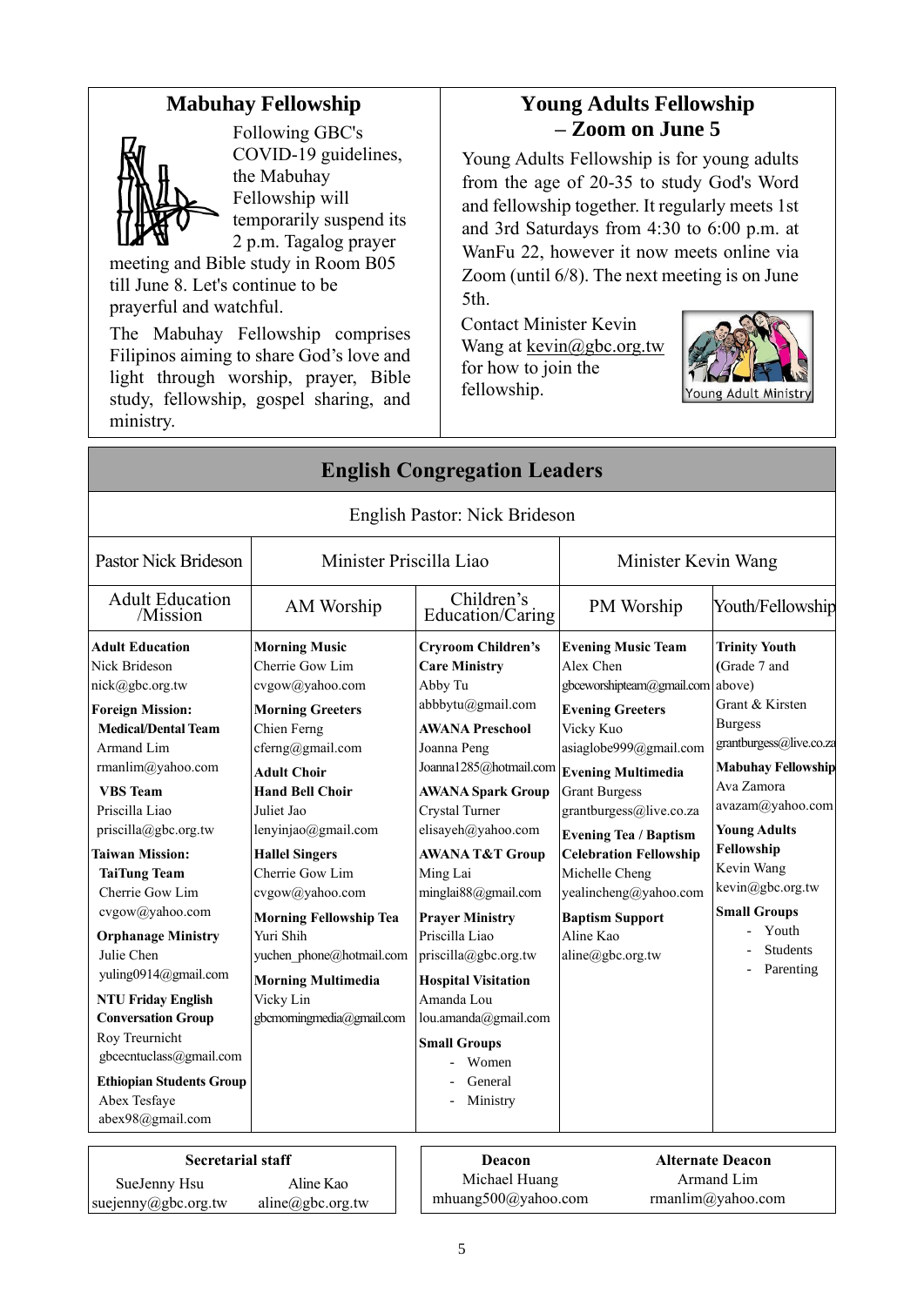## Mabuhay Fellowship

Following GBC's COVID-19 guidelines, the Mabuhay Fellowship will temporarily suspend its 2 p.m. Tagalog prayer meeting and Bible study in Room B05 till June 8. Let's continue to be prayerful and watchful.

The Mabuhay Fellowship comprises Filipinos aiming to share God's love and light through worship, prayer, Bible study, fellowship, gospel sharing, and ministry.

## Young Adults Fellowship – Zoom on June 5

Young Adults Fellowship is for young adults from the age of 20-35 to study God's Word and fellowship together. It regularly meets 1st and 3rd Saturdays from 4:30 to 6:00 p.m. at WanFu 22, however it now meets online via Zoom (until 6/8). The next meeting is on June 5th.

Contact Minister Kevin Wang at kevin@gbc.org.tw for how to join the fellowship.

## English Congregation Leaders

English Pastor: Nick Brideson

| Pastor Nick Brideson | Minister Priscilla Liao | | Minister Kevin Wang | |
|---|---|---|---|---|
| Adult Education /Mission | AM Worship | Children's Education/Caring | PM Worship | Youth/Fellowship |
| **Adult Education**<br>Nick Brideson<br>nick@gbc.org.tw<br>**Foreign Mission:**<br>**Medical/Dental Team**<br>Armand Lim<br>rmanlim@yahoo.com<br>**VBS Team**<br>Priscilla Liao<br>priscilla@gbc.org.tw<br>**Taiwan Mission:**<br>**TaiTung Team**<br>Cherrie Gow Lim<br>cvgow@yahoo.com<br>**Orphanage Ministry**<br>Julie Chen<br>yuling0914@gmail.com<br>**NTU Friday English Conversation Group**<br>Roy Treurnicht<br>gbcecntuclass@gmail.com<br>**Ethiopian Students Group**<br>Abex Tesfaye<br>abex98@gmail.com | **Morning Music**<br>Cherrie Gow Lim<br>cvgow@yahoo.com<br>**Morning Greeters**<br>Chien Ferng<br>cferng@gmail.com<br>**Adult Choir**<br>**Hand Bell Choir**<br>Juliet Jao<br>lenyinjao@gmail.com<br>**Hallel Singers**<br>Cherrie Gow Lim<br>cvgow@yahoo.com<br>**Morning Fellowship Tea**<br>Yuri Shih<br>yuchen_phone@hotmail.com<br>**Morning Multimedia**<br>Vicky Lin<br>gbcmorningmedia@gmail.com | **Cryroom Children's Care Ministry**<br>Abby Tu<br>abbbytu@gmail.com<br>**AWANA Preschool**<br>Joanna Peng<br>Joanna1285@hotmail.com<br>**AWANA Spark Group**<br>Crystal Turner<br>elisayeh@yahoo.com<br>**AWANA T&T Group**<br>Ming Lai<br>minglai88@gmail.com<br>**Prayer Ministry**<br>Priscilla Liao<br>priscilla@gbc.org.tw<br>**Hospital Visitation**<br>Amanda Lou<br>lou.amanda@gmail.com<br>**Small Groups**<br>- Women<br>- General<br>- Ministry | **Evening Music Team**<br>Alex Chen<br>gbceworshipteam@gmail.com<br>**Evening Greeters**<br>Vicky Kuo<br>asiaglobe999@gmail.com<br>**Evening Multimedia**<br>Grant Burgess<br>grantburgess@live.co.za<br>**Evening Tea / Baptism Celebration Fellowship**<br>Michelle Cheng<br>yealincheng@yahoo.com<br>**Baptism Support**<br>Aline Kao<br>aline@gbc.org.tw | **Trinity Youth** (Grade 7 and above)<br>Grant & Kirsten Burgess<br>grantburgess@live.co.za<br>**Mabuhay Fellowship**<br>Ava Zamora<br>avazam@yahoo.com<br>**Young Adults Fellowship**<br>Kevin Wang<br>kevin@gbc.org.tw<br>**Small Groups**<br>- Youth<br>- Students<br>- Parenting |

| Secretarial staff | |
|---|---|
| SueJenny Hsu<br>suejenny@gbc.org.tw | Aline Kao<br>aline@gbc.org.tw |

| Deacon | Alternate Deacon |
|---|---|
| Michael Huang<br>mhuang500@yahoo.com | Armand Lim<br>rmanlim@yahoo.com |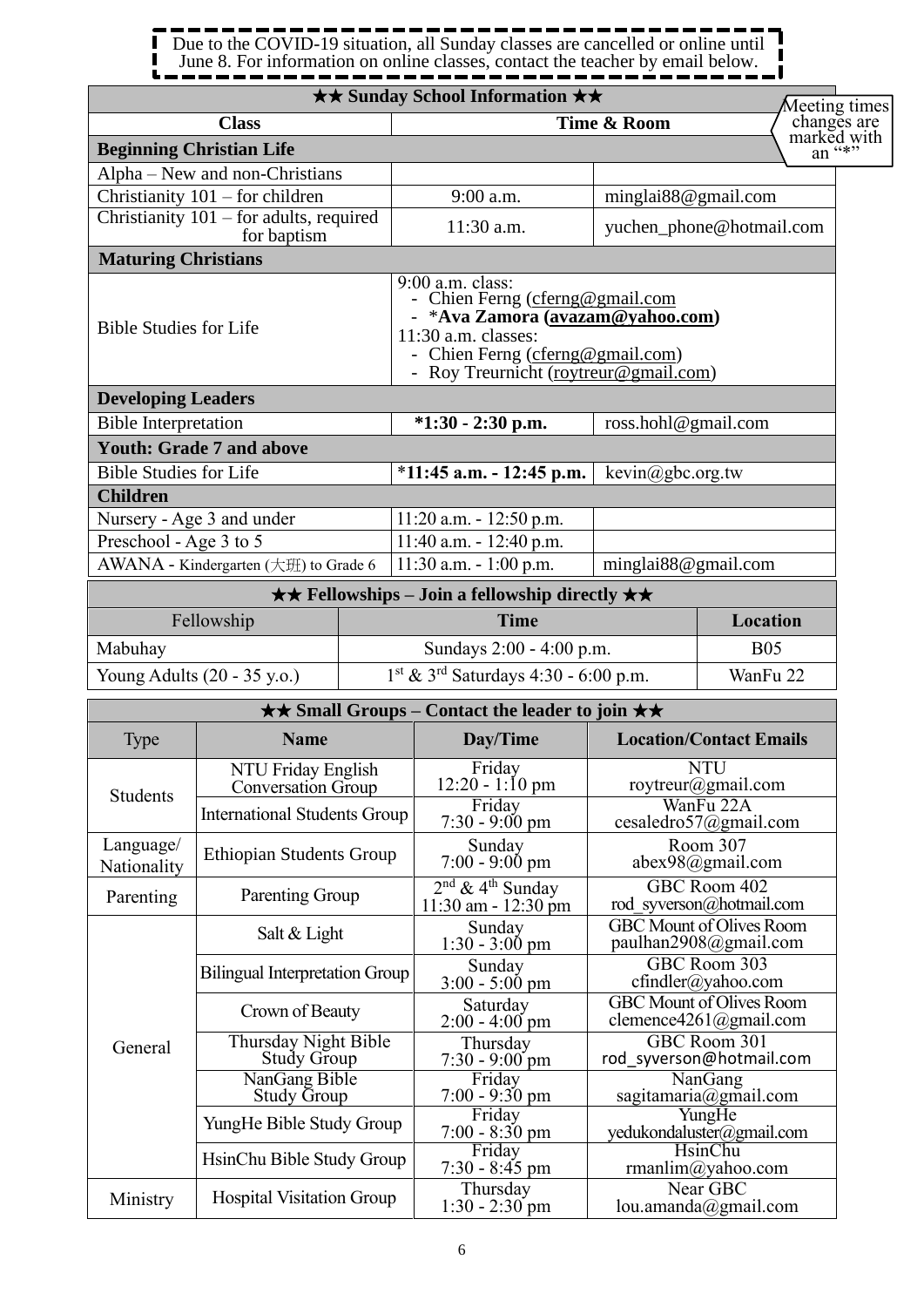Due to the COVID-19 situation, all Sunday classes are cancelled or online until June 8. For information on online classes, contact the teacher by email below.

Meeting times changes are marked with an "*"

| ★★ Sunday School Information ★★ | | |
|---|---|---|
| **Class** | **Time & Room** | |
| **Beginning Christian Life** | | |
| Alpha – New and non-Christians | | |
| Christianity 101 – for children | 9:00 a.m. | minglai88@gmail.com |
| Christianity 101 – for adults, required for baptism | 11:30 a.m. | yuchen_phone@hotmail.com |
| **Maturing Christians** | | |
| Bible Studies for Life | 9:00 a.m. class:<br>- Chien Ferng (cferng@gmail.com<br>- ***Ava Zamora (avazam@yahoo.com)**<br>11:30 a.m. classes:<br>- Chien Ferng (cferng@gmail.com)<br>- Roy Treurnicht (roytreur@gmail.com) | |
| **Developing Leaders** | | |
| Bible Interpretation | ***1:30 - 2:30 p.m.** | ross.hohl@gmail.com |
| **Youth: Grade 7 and above** | | |
| Bible Studies for Life | ***11:45 a.m. - 12:45 p.m.** | kevin@gbc.org.tw |
| **Children** | | |
| Nursery - Age 3 and under | 11:20 a.m. - 12:50 p.m. | |
| Preschool - Age 3 to 5 | 11:40 a.m. - 12:40 p.m. | |
| AWANA - Kindergarten (大班) to Grade 6 | 11:30 a.m. - 1:00 p.m. | minglai88@gmail.com |

| ★★ Fellowships – Join a fellowship directly ★★ | | |
|---|---|---|
| Fellowship | **Time** | **Location** |
| Mabuhay | Sundays 2:00 - 4:00 p.m. | B05 |
| Young Adults (20 - 35 y.o.) | 1st & 3rd Saturdays 4:30 - 6:00 p.m. | WanFu 22 |

| ★★ Small Groups – Contact the leader to join ★★ | | | |
|---|---|---|---|
| Type | **Name** | **Day/Time** | **Location/Contact Emails** |
| Students | NTU Friday English Conversation Group | Friday 12:20 - 1:10 pm | NTU roytreur@gmail.com |
| | International Students Group | Friday 7:30 - 9:00 pm | WanFu 22A cesaledro57@gmail.com |
| Language/ Nationality | Ethiopian Students Group | Sunday 7:00 - 9:00 pm | Room 307 abex98@gmail.com |
| Parenting | Parenting Group | 2nd & 4th Sunday 11:30 am - 12:30 pm | GBC Room 402 rod_syverson@hotmail.com |
| General | Salt & Light | Sunday 1:30 - 3:00 pm | GBC Mount of Olives Room paulhan2908@gmail.com |
| | Bilingual Interpretation Group | Sunday 3:00 - 5:00 pm | GBC Room 303 cfindler@yahoo.com |
| | Crown of Beauty | Saturday 2:00 - 4:00 pm | GBC Mount of Olives Room clemence4261@gmail.com |
| | Thursday Night Bible Study Group | Thursday 7:30 - 9:00 pm | GBC Room 301 rod_syverson@hotmail.com |
| | NanGang Bible Study Group | Friday 7:00 - 9:30 pm | NanGang sagitamaria@gmail.com |
| | YungHe Bible Study Group | Friday 7:00 - 8:30 pm | YungHe yedukondaluster@gmail.com |
| | HsinChu Bible Study Group | Friday 7:30 - 8:45 pm | HsinChu rmanlim@yahoo.com |
| Ministry | Hospital Visitation Group | Thursday 1:30 - 2:30 pm | Near GBC lou.amanda@gmail.com |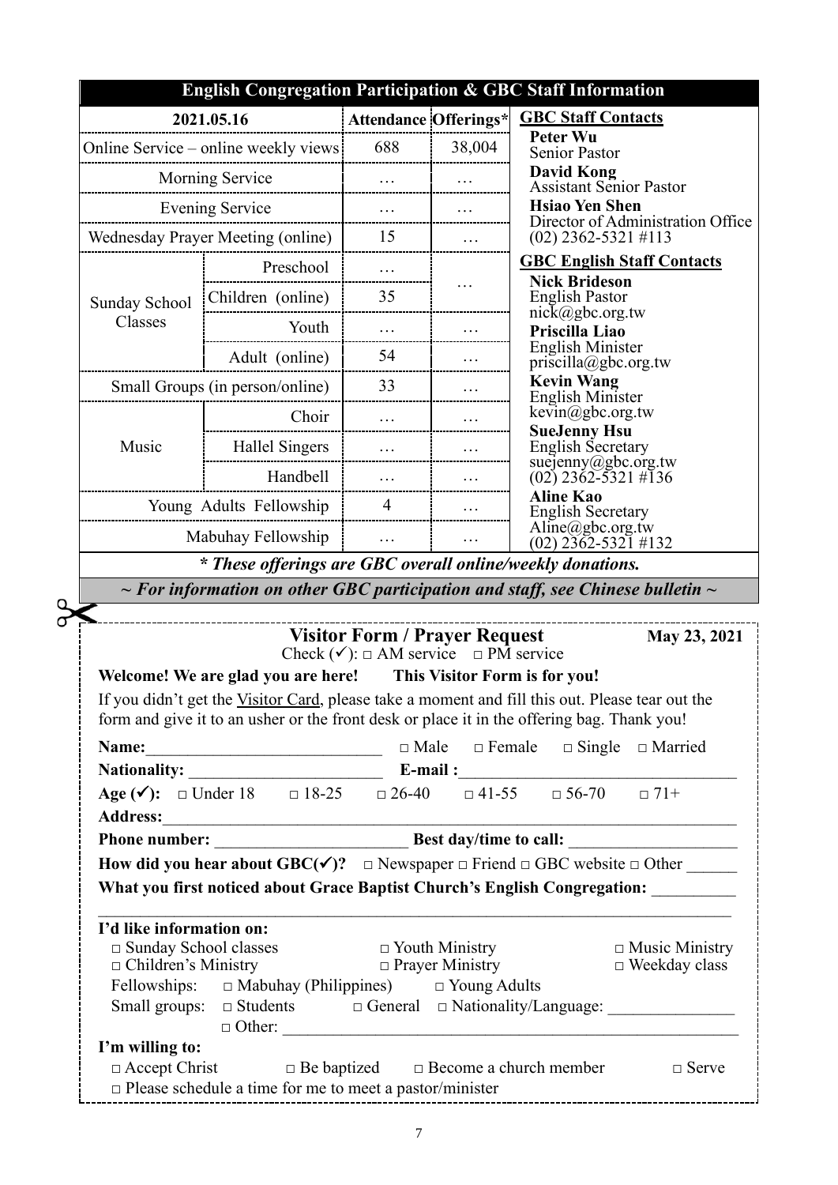## English Congregation Participation & GBC Staff Information

| 2021.05.16 | | Attendance | Offerings* |
|---|---|---|---|
| Online Service – online weekly views | | 688 | 38,004 |
| Morning Service | | … | … |
| Evening Service | | … | … |
| Wednesday Prayer Meeting (online) | | 15 | … |
| Sunday School Classes | Preschool | … | … |
| | Children (online) | 35 | |
| | Youth | … | … |
| | Adult (online) | 54 | … |
| Small Groups (in person/online) | | 33 | … |
| Music | Choir | … | … |
| | Hallel Singers | … | … |
| | Handbell | … | … |
| Young Adults Fellowship | | 4 | … |
| Mabuhay Fellowship | | … | … |

***These offerings are GBC overall online/weekly donations.***

**GBC Staff Contacts**

**Peter Wu**
Senior Pastor

**David Kong**
Assistant Senior Pastor

**Hsiao Yen Shen**
Director of Administration Office
(02) 2362-5321 #113

**GBC English Staff Contacts**

**Nick Brideson**
English Pastor
nick@gbc.org.tw

**Priscilla Liao**
English Minister
priscilla@gbc.org.tw

**Kevin Wang**
English Minister
kevin@gbc.org.tw

**SueJenny Hsu**
English Secretary
suejenny@gbc.org.tw
(02) 2362-5321 #136

**Aline Kao**
English Secretary
Aline@gbc.org.tw
(02) 2362-5321 #132

***~ For information on other GBC participation and staff, see Chinese bulletin ~***

---

## Visitor Form / Prayer Request

**May 23, 2021**

Check (✓): □ AM service □ PM service

**Welcome! We are glad you are here! This Visitor Form is for you!**

If you didn't get the Visitor Card, please take a moment and fill this out. Please tear out the form and give it to an usher or the front desk or place it in the offering bag. Thank you!

**Name:**\_\_\_\_\_\_\_\_\_\_\_\_\_\_\_\_\_\_\_\_\_\_\_\_\_\_\_\_ □ Male □ Female □ Single □ Married

**Nationality:** \_\_\_\_\_\_\_\_\_\_\_\_\_\_\_\_\_\_\_\_\_\_\_\_ **E-mail :**\_\_\_\_\_\_\_\_\_\_\_\_\_\_\_\_\_\_\_\_\_\_\_\_\_\_\_\_\_\_\_\_

**Age (✓):** □ Under 18 □ 18-25 □ 26-40 □ 41-55 □ 56-70 □ 71+

**Address:**\_\_\_\_\_\_\_\_\_\_\_\_\_\_\_\_\_\_\_\_\_\_\_\_\_\_\_\_\_\_\_\_\_\_\_\_\_\_\_\_\_\_\_\_\_\_\_\_\_\_\_\_\_\_\_\_\_\_\_\_\_\_\_\_\_\_\_\_

**Phone number:** \_\_\_\_\_\_\_\_\_\_\_\_\_\_\_\_\_\_\_\_\_\_\_\_ **Best day/time to call:** \_\_\_\_\_\_\_\_\_\_\_\_\_\_\_\_\_\_\_\_

**How did you hear about GBC(✓)?** □ Newspaper □ Friend □ GBC website □ Other \_\_\_\_\_\_

**What you first noticed about Grace Baptist Church's English Congregation:** \_\_\_\_\_\_\_\_\_\_

\_\_\_\_\_\_\_\_\_\_\_\_\_\_\_\_\_\_\_\_\_\_\_\_\_\_\_\_\_\_\_\_\_\_\_\_\_\_\_\_\_\_\_\_\_\_\_\_\_\_\_\_\_\_\_\_\_\_\_\_\_\_\_\_\_\_\_\_\_\_\_\_\_\_\_\_\_\_

**I'd like information on:**

□ Sunday School classes □ Youth Ministry □ Music Ministry
□ Children's Ministry □ Prayer Ministry □ Weekday class
Fellowships: □ Mabuhay (Philippines) □ Young Adults
Small groups: □ Students □ General □ Nationality/Language: \_\_\_\_\_\_\_\_\_\_\_\_\_\_\_
□ Other: \_\_\_\_\_\_\_\_\_\_\_\_\_\_\_\_\_\_\_\_\_\_\_\_\_\_\_\_\_\_\_\_\_\_\_\_\_\_\_\_\_\_\_\_\_\_\_\_\_\_\_\_\_\_\_\_

**I'm willing to:**

□ Accept Christ □ Be baptized □ Become a church member □ Serve
□ Please schedule a time for me to meet a pastor/minister